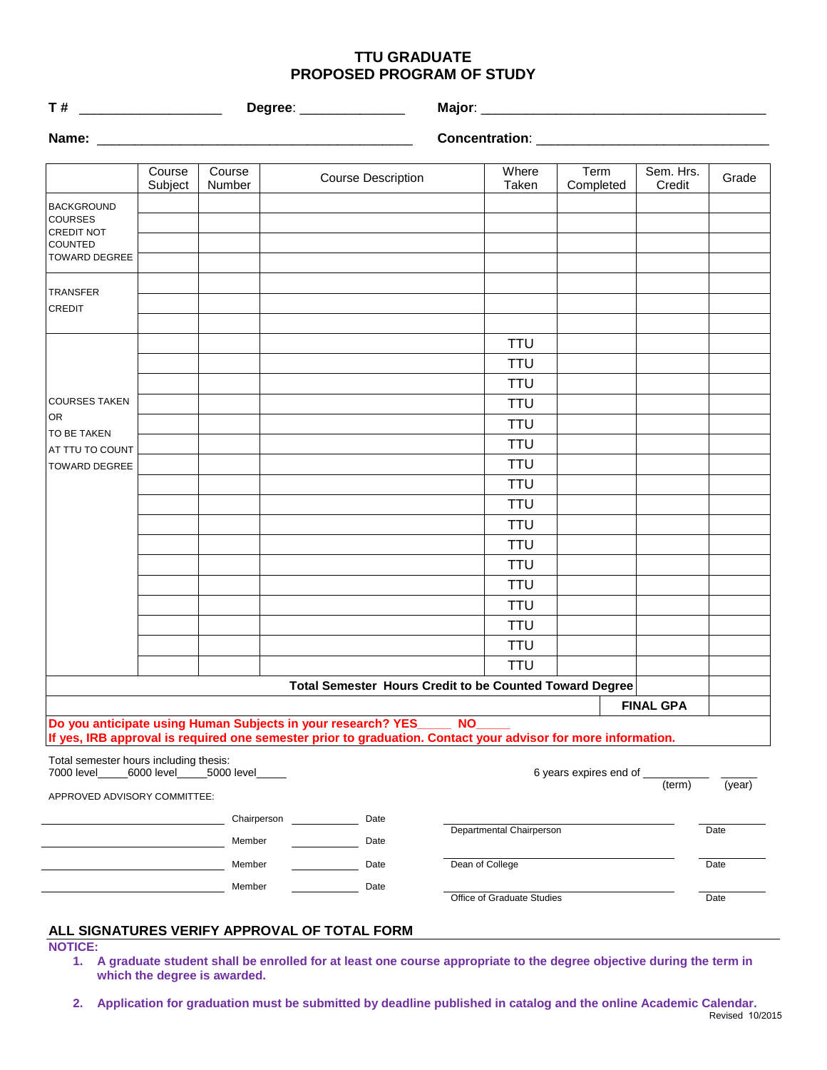# TTU GRADUATE
# PROPOSED PROGRAM OF STUDY

**T #** ___________________ **Degree**: ______________ **Major**: ________________________________________

**Name**: ___________________________________________ **Concentration**: ________________________________

| | Course Subject | Course Number | Course Description | Where Taken | Term Completed | Sem. Hrs. Credit | Grade |
|---|---|---|---|---|---|---|---|
| BACKGROUND COURSES CREDIT NOT COUNTED TOWARD DEGREE | | | | | | | |
| | | | | | | | |
| | | | | | | | |
| | | | | | | | |
| TRANSFER CREDIT | | | | | | | |
| | | | | | | | |
| | | | | | | | |
| COURSES TAKEN OR TO BE TAKEN AT TTU TO COUNT TOWARD DEGREE | | | | TTU | | | |
| | | | | TTU | | | |
| | | | | TTU | | | |
| | | | | TTU | | | |
| | | | | TTU | | | |
| | | | | TTU | | | |
| | | | | TTU | | | |
| | | | | TTU | | | |
| | | | | TTU | | | |
| | | | | TTU | | | |
| | | | | TTU | | | |
| | | | | TTU | | | |
| | | | | TTU | | | |
| | | | | TTU | | | |
| | | | | TTU | | | |
| | | | | TTU | | | |
| | | | | TTU | | | |
| **Total Semester Hours Credit to be Counted Toward Degree** | | | | | | | |
| | | | | | **FINAL GPA** | | |

**Do you anticipate using Human Subjects in your research? YES_____ NO_____**
**If yes, IRB approval is required one semester prior to graduation. Contact your advisor for more information.**

Total semester hours including thesis:
7000 level_____6000 level_____5000 level_____

6 years expires end of ___________ ______
(term) (year)

APPROVED ADVISORY COMMITTEE:

______________________ Chairperson __________ Date

______________________ Member __________ Date

______________________ Member __________ Date

______________________ Member __________ Date

______________________ Departmental Chairperson __________ Date

______________________ Dean of College __________ Date

______________________ Office of Graduate Studies __________ Date

## ALL SIGNATURES VERIFY APPROVAL OF TOTAL FORM

**NOTICE:**

1. **A graduate student shall be enrolled for at least one course appropriate to the degree objective during the term in which the degree is awarded.**

2. **Application for graduation must be submitted by deadline published in catalog and the online Academic Calendar.**

Revised 10/2015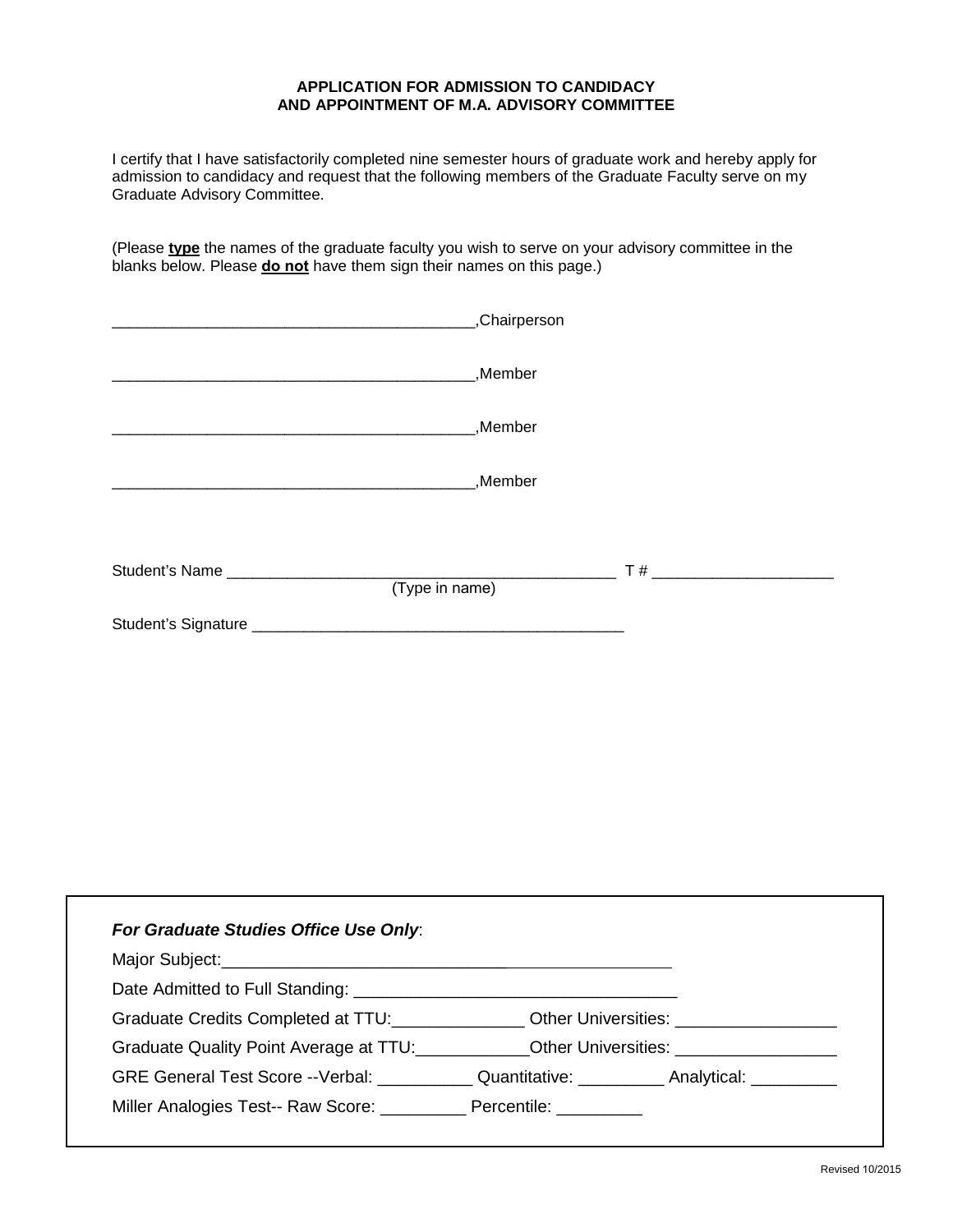**APPLICATION FOR ADMISSION TO CANDIDACY AND APPOINTMENT OF M.A. ADVISORY COMMITTEE**

I certify that I have satisfactorily completed nine semester hours of graduate work and hereby apply for admission to candidacy and request that the following members of the Graduate Faculty serve on my Graduate Advisory Committee.

(Please **type** the names of the graduate faculty you wish to serve on your advisory committee in the blanks below. Please **do not** have them sign their names on this page.)

__________________________________________,Chairperson

__________________________________________,Member

__________________________________________,Member

__________________________________________,Member

Student's Name _____________________________________________ T # ____________________
(Type in name)

Student's Signature ___________________________________________

***For Graduate Studies Office Use Only***:

Major Subject:_________________________________________________

Date Admitted to Full Standing: __________________________________

Graduate Credits Completed at TTU:_____________ Other Universities: ________________

Graduate Quality Point Average at TTU:___________Other Universities: ________________

GRE General Test Score --Verbal: _________ Quantitative: _________ Analytical: _________

Miller Analogies Test-- Raw Score: _________ Percentile: _________

Revised 10/2015